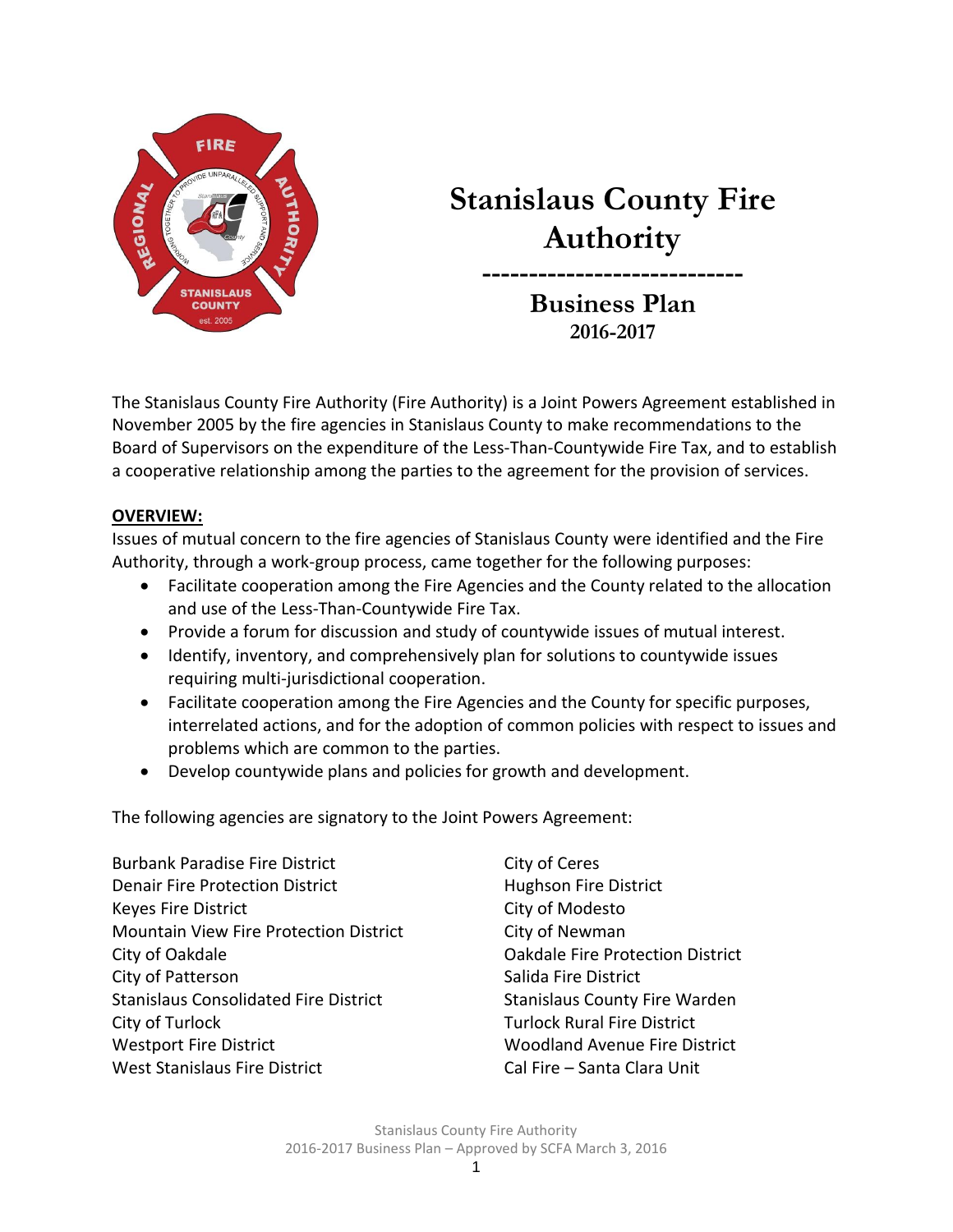# Stanislaus County Fire Authority

---

## Business Plan
### 2016-2017

The Stanislaus County Fire Authority (Fire Authority) is a Joint Powers Agreement established in November 2005 by the fire agencies in Stanislaus County to make recommendations to the Board of Supervisors on the expenditure of the Less-Than-Countywide Fire Tax, and to establish a cooperative relationship among the parties to the agreement for the provision of services.

**OVERVIEW:**

Issues of mutual concern to the fire agencies of Stanislaus County were identified and the Fire Authority, through a work-group process, came together for the following purposes:

- Facilitate cooperation among the Fire Agencies and the County related to the allocation and use of the Less-Than-Countywide Fire Tax.
- Provide a forum for discussion and study of countywide issues of mutual interest.
- Identify, inventory, and comprehensively plan for solutions to countywide issues requiring multi-jurisdictional cooperation.
- Facilitate cooperation among the Fire Agencies and the County for specific purposes, interrelated actions, and for the adoption of common policies with respect to issues and problems which are common to the parties.
- Develop countywide plans and policies for growth and development.

The following agencies are signatory to the Joint Powers Agreement:

Burbank Paradise Fire District
Denair Fire Protection District
Keyes Fire District
Mountain View Fire Protection District
City of Oakdale
City of Patterson
Stanislaus Consolidated Fire District
City of Turlock
Westport Fire District
West Stanislaus Fire District
City of Ceres
Hughson Fire District
City of Modesto
City of Newman
Oakdale Fire Protection District
Salida Fire District
Stanislaus County Fire Warden
Turlock Rural Fire District
Woodland Avenue Fire District
Cal Fire – Santa Clara Unit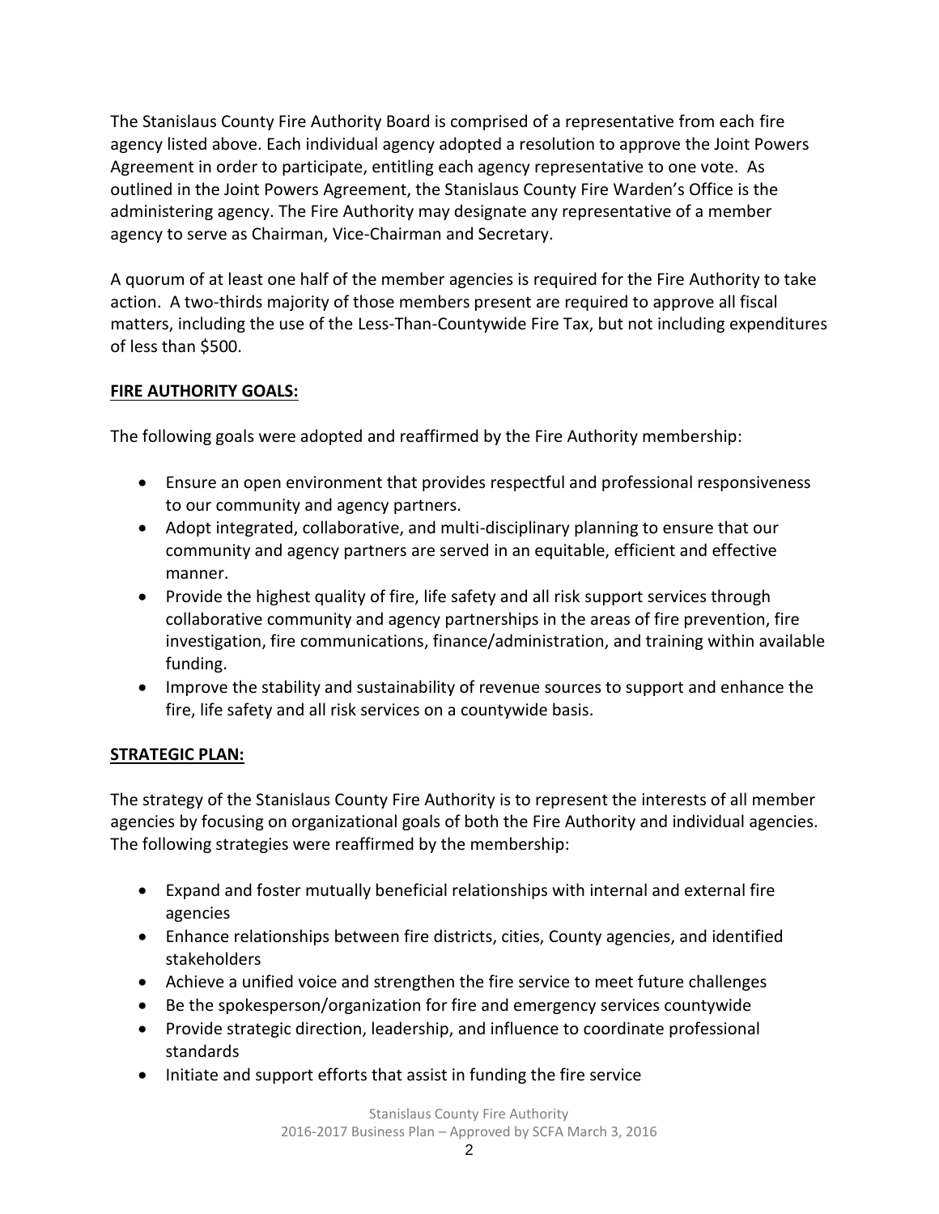The Stanislaus County Fire Authority Board is comprised of a representative from each fire agency listed above. Each individual agency adopted a resolution to approve the Joint Powers Agreement in order to participate, entitling each agency representative to one vote. As outlined in the Joint Powers Agreement, the Stanislaus County Fire Warden's Office is the administering agency. The Fire Authority may designate any representative of a member agency to serve as Chairman, Vice-Chairman and Secretary.

A quorum of at least one half of the member agencies is required for the Fire Authority to take action. A two-thirds majority of those members present are required to approve all fiscal matters, including the use of the Less-Than-Countywide Fire Tax, but not including expenditures of less than $500.

## FIRE AUTHORITY GOALS:

The following goals were adopted and reaffirmed by the Fire Authority membership:

- Ensure an open environment that provides respectful and professional responsiveness to our community and agency partners.
- Adopt integrated, collaborative, and multi-disciplinary planning to ensure that our community and agency partners are served in an equitable, efficient and effective manner.
- Provide the highest quality of fire, life safety and all risk support services through collaborative community and agency partnerships in the areas of fire prevention, fire investigation, fire communications, finance/administration, and training within available funding.
- Improve the stability and sustainability of revenue sources to support and enhance the fire, life safety and all risk services on a countywide basis.

## STRATEGIC PLAN:

The strategy of the Stanislaus County Fire Authority is to represent the interests of all member agencies by focusing on organizational goals of both the Fire Authority and individual agencies. The following strategies were reaffirmed by the membership:

- Expand and foster mutually beneficial relationships with internal and external fire agencies
- Enhance relationships between fire districts, cities, County agencies, and identified stakeholders
- Achieve a unified voice and strengthen the fire service to meet future challenges
- Be the spokesperson/organization for fire and emergency services countywide
- Provide strategic direction, leadership, and influence to coordinate professional standards
- Initiate and support efforts that assist in funding the fire service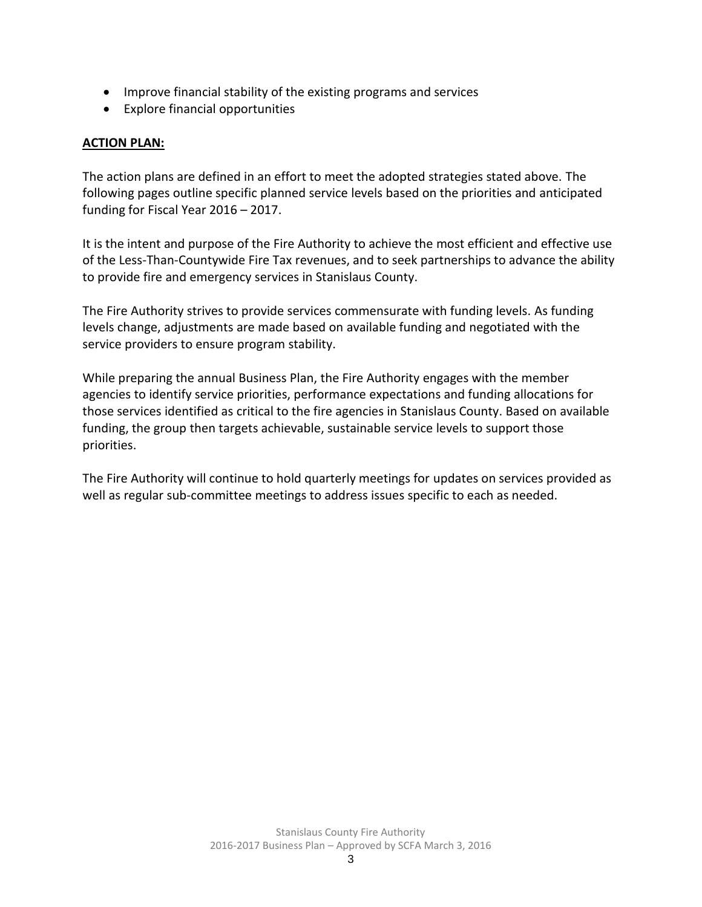- Improve financial stability of the existing programs and services
- Explore financial opportunities

**ACTION PLAN:**

The action plans are defined in an effort to meet the adopted strategies stated above. The following pages outline specific planned service levels based on the priorities and anticipated funding for Fiscal Year 2016 – 2017.

It is the intent and purpose of the Fire Authority to achieve the most efficient and effective use of the Less-Than-Countywide Fire Tax revenues, and to seek partnerships to advance the ability to provide fire and emergency services in Stanislaus County.

The Fire Authority strives to provide services commensurate with funding levels. As funding levels change, adjustments are made based on available funding and negotiated with the service providers to ensure program stability.

While preparing the annual Business Plan, the Fire Authority engages with the member agencies to identify service priorities, performance expectations and funding allocations for those services identified as critical to the fire agencies in Stanislaus County. Based on available funding, the group then targets achievable, sustainable service levels to support those priorities.

The Fire Authority will continue to hold quarterly meetings for updates on services provided as well as regular sub-committee meetings to address issues specific to each as needed.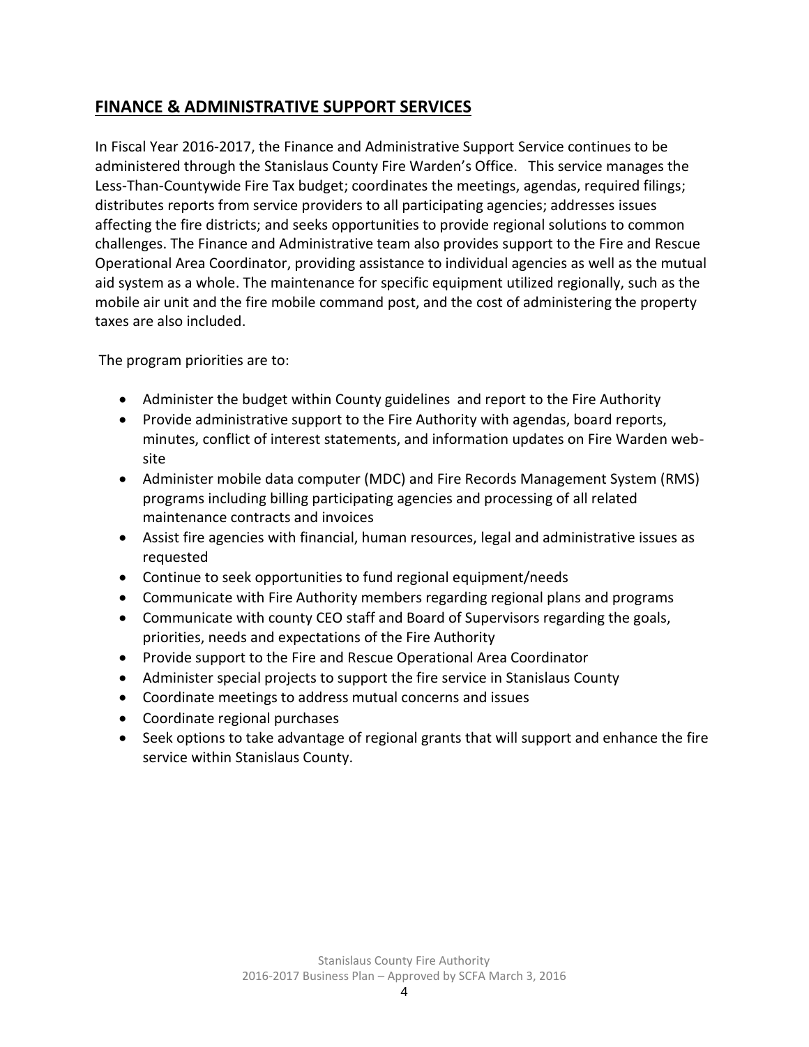## FINANCE & ADMINISTRATIVE SUPPORT SERVICES

In Fiscal Year 2016-2017, the Finance and Administrative Support Service continues to be administered through the Stanislaus County Fire Warden's Office. This service manages the Less-Than-Countywide Fire Tax budget; coordinates the meetings, agendas, required filings; distributes reports from service providers to all participating agencies; addresses issues affecting the fire districts; and seeks opportunities to provide regional solutions to common challenges. The Finance and Administrative team also provides support to the Fire and Rescue Operational Area Coordinator, providing assistance to individual agencies as well as the mutual aid system as a whole. The maintenance for specific equipment utilized regionally, such as the mobile air unit and the fire mobile command post, and the cost of administering the property taxes are also included.

The program priorities are to:

- Administer the budget within County guidelines and report to the Fire Authority
- Provide administrative support to the Fire Authority with agendas, board reports, minutes, conflict of interest statements, and information updates on Fire Warden web-site
- Administer mobile data computer (MDC) and Fire Records Management System (RMS) programs including billing participating agencies and processing of all related maintenance contracts and invoices
- Assist fire agencies with financial, human resources, legal and administrative issues as requested
- Continue to seek opportunities to fund regional equipment/needs
- Communicate with Fire Authority members regarding regional plans and programs
- Communicate with county CEO staff and Board of Supervisors regarding the goals, priorities, needs and expectations of the Fire Authority
- Provide support to the Fire and Rescue Operational Area Coordinator
- Administer special projects to support the fire service in Stanislaus County
- Coordinate meetings to address mutual concerns and issues
- Coordinate regional purchases
- Seek options to take advantage of regional grants that will support and enhance the fire service within Stanislaus County.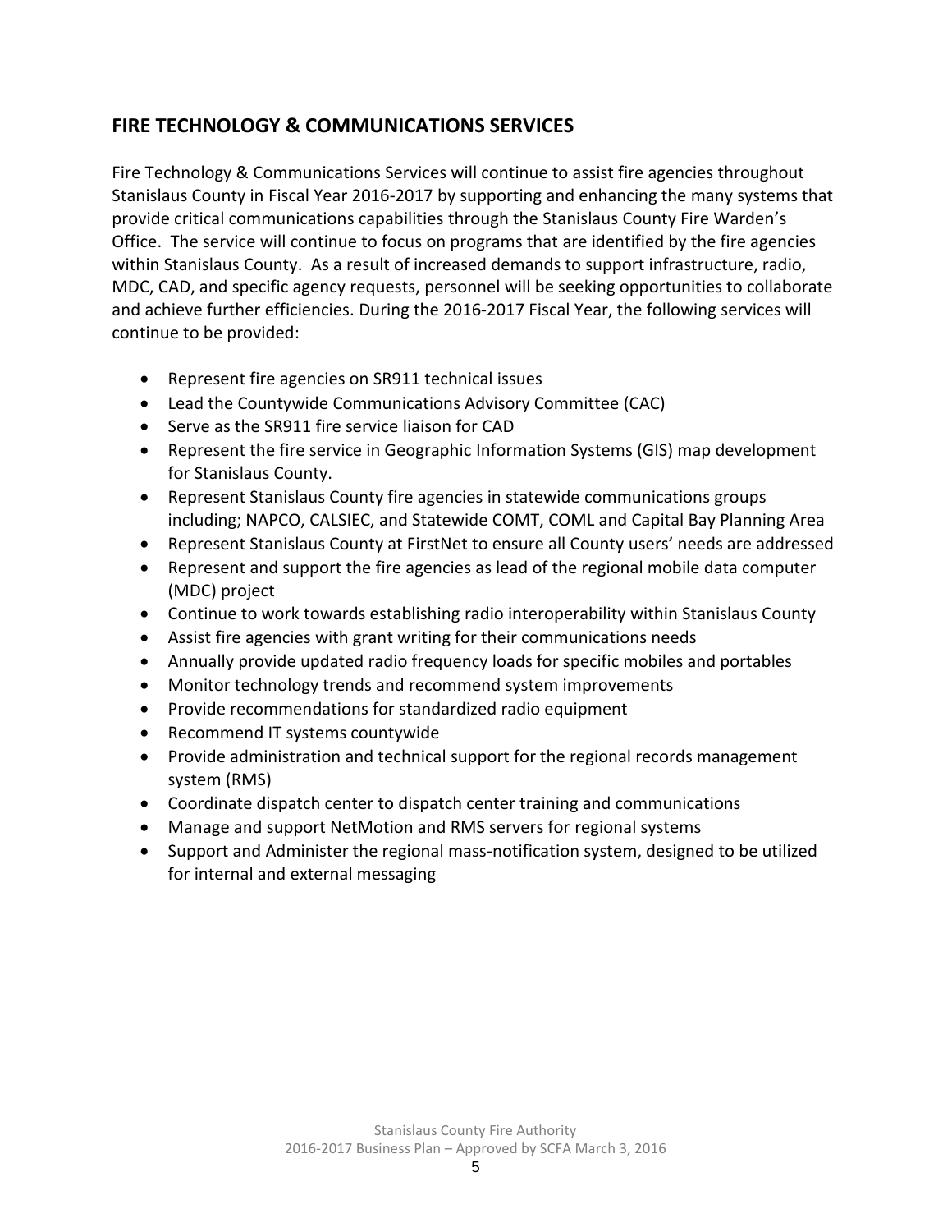## FIRE TECHNOLOGY & COMMUNICATIONS SERVICES

Fire Technology & Communications Services will continue to assist fire agencies throughout Stanislaus County in Fiscal Year 2016-2017 by supporting and enhancing the many systems that provide critical communications capabilities through the Stanislaus County Fire Warden's Office. The service will continue to focus on programs that are identified by the fire agencies within Stanislaus County. As a result of increased demands to support infrastructure, radio, MDC, CAD, and specific agency requests, personnel will be seeking opportunities to collaborate and achieve further efficiencies. During the 2016-2017 Fiscal Year, the following services will continue to be provided:

- Represent fire agencies on SR911 technical issues
- Lead the Countywide Communications Advisory Committee (CAC)
- Serve as the SR911 fire service liaison for CAD
- Represent the fire service in Geographic Information Systems (GIS) map development for Stanislaus County.
- Represent Stanislaus County fire agencies in statewide communications groups including; NAPCO, CALSIEC, and Statewide COMT, COML and Capital Bay Planning Area
- Represent Stanislaus County at FirstNet to ensure all County users' needs are addressed
- Represent and support the fire agencies as lead of the regional mobile data computer (MDC) project
- Continue to work towards establishing radio interoperability within Stanislaus County
- Assist fire agencies with grant writing for their communications needs
- Annually provide updated radio frequency loads for specific mobiles and portables
- Monitor technology trends and recommend system improvements
- Provide recommendations for standardized radio equipment
- Recommend IT systems countywide
- Provide administration and technical support for the regional records management system (RMS)
- Coordinate dispatch center to dispatch center training and communications
- Manage and support NetMotion and RMS servers for regional systems
- Support and Administer the regional mass-notification system, designed to be utilized for internal and external messaging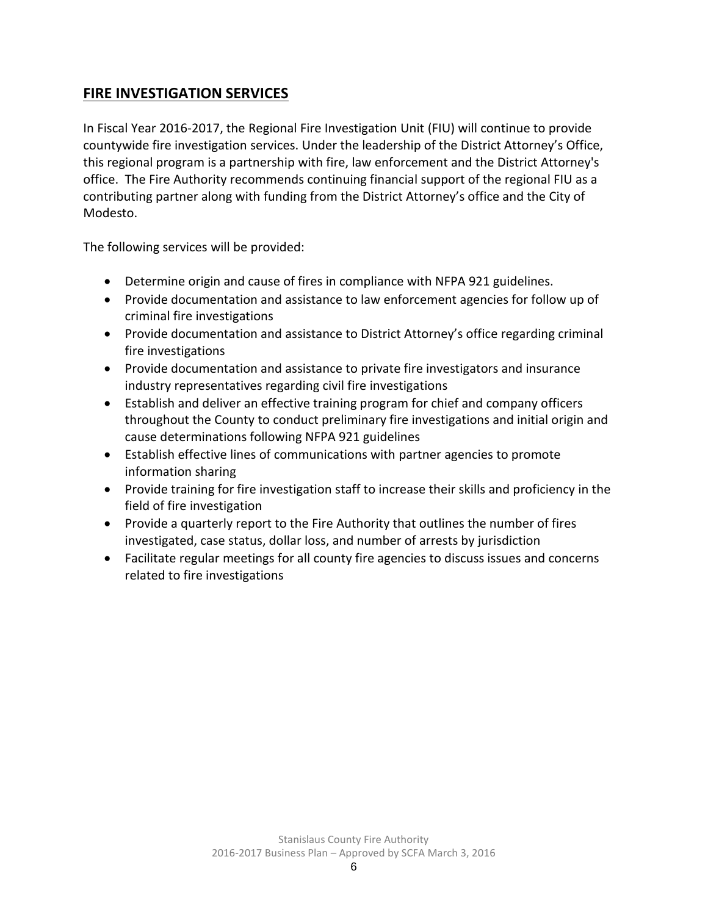## FIRE INVESTIGATION SERVICES

In Fiscal Year 2016-2017, the Regional Fire Investigation Unit (FIU) will continue to provide countywide fire investigation services. Under the leadership of the District Attorney's Office, this regional program is a partnership with fire, law enforcement and the District Attorney's office. The Fire Authority recommends continuing financial support of the regional FIU as a contributing partner along with funding from the District Attorney's office and the City of Modesto.

The following services will be provided:

- Determine origin and cause of fires in compliance with NFPA 921 guidelines.
- Provide documentation and assistance to law enforcement agencies for follow up of criminal fire investigations
- Provide documentation and assistance to District Attorney's office regarding criminal fire investigations
- Provide documentation and assistance to private fire investigators and insurance industry representatives regarding civil fire investigations
- Establish and deliver an effective training program for chief and company officers throughout the County to conduct preliminary fire investigations and initial origin and cause determinations following NFPA 921 guidelines
- Establish effective lines of communications with partner agencies to promote information sharing
- Provide training for fire investigation staff to increase their skills and proficiency in the field of fire investigation
- Provide a quarterly report to the Fire Authority that outlines the number of fires investigated, case status, dollar loss, and number of arrests by jurisdiction
- Facilitate regular meetings for all county fire agencies to discuss issues and concerns related to fire investigations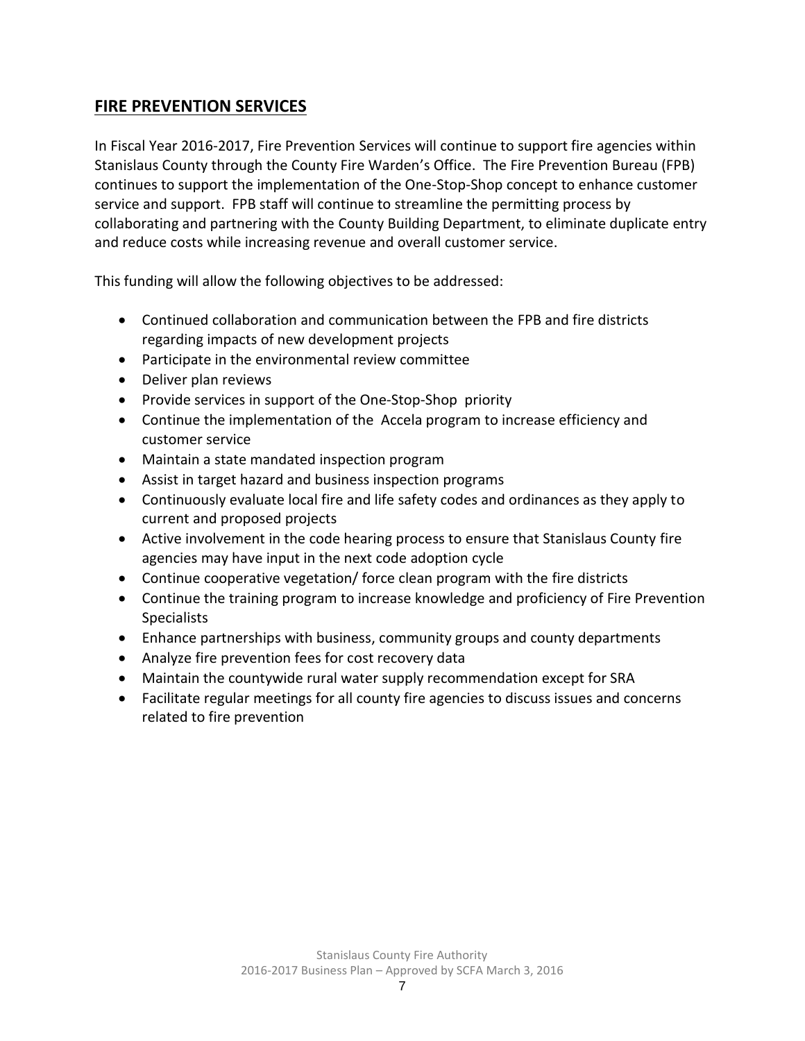## FIRE PREVENTION SERVICES

In Fiscal Year 2016-2017, Fire Prevention Services will continue to support fire agencies within Stanislaus County through the County Fire Warden's Office. The Fire Prevention Bureau (FPB) continues to support the implementation of the One-Stop-Shop concept to enhance customer service and support. FPB staff will continue to streamline the permitting process by collaborating and partnering with the County Building Department, to eliminate duplicate entry and reduce costs while increasing revenue and overall customer service.

This funding will allow the following objectives to be addressed:

- Continued collaboration and communication between the FPB and fire districts regarding impacts of new development projects
- Participate in the environmental review committee
- Deliver plan reviews
- Provide services in support of the One-Stop-Shop priority
- Continue the implementation of the Accela program to increase efficiency and customer service
- Maintain a state mandated inspection program
- Assist in target hazard and business inspection programs
- Continuously evaluate local fire and life safety codes and ordinances as they apply to current and proposed projects
- Active involvement in the code hearing process to ensure that Stanislaus County fire agencies may have input in the next code adoption cycle
- Continue cooperative vegetation/ force clean program with the fire districts
- Continue the training program to increase knowledge and proficiency of Fire Prevention Specialists
- Enhance partnerships with business, community groups and county departments
- Analyze fire prevention fees for cost recovery data
- Maintain the countywide rural water supply recommendation except for SRA
- Facilitate regular meetings for all county fire agencies to discuss issues and concerns related to fire prevention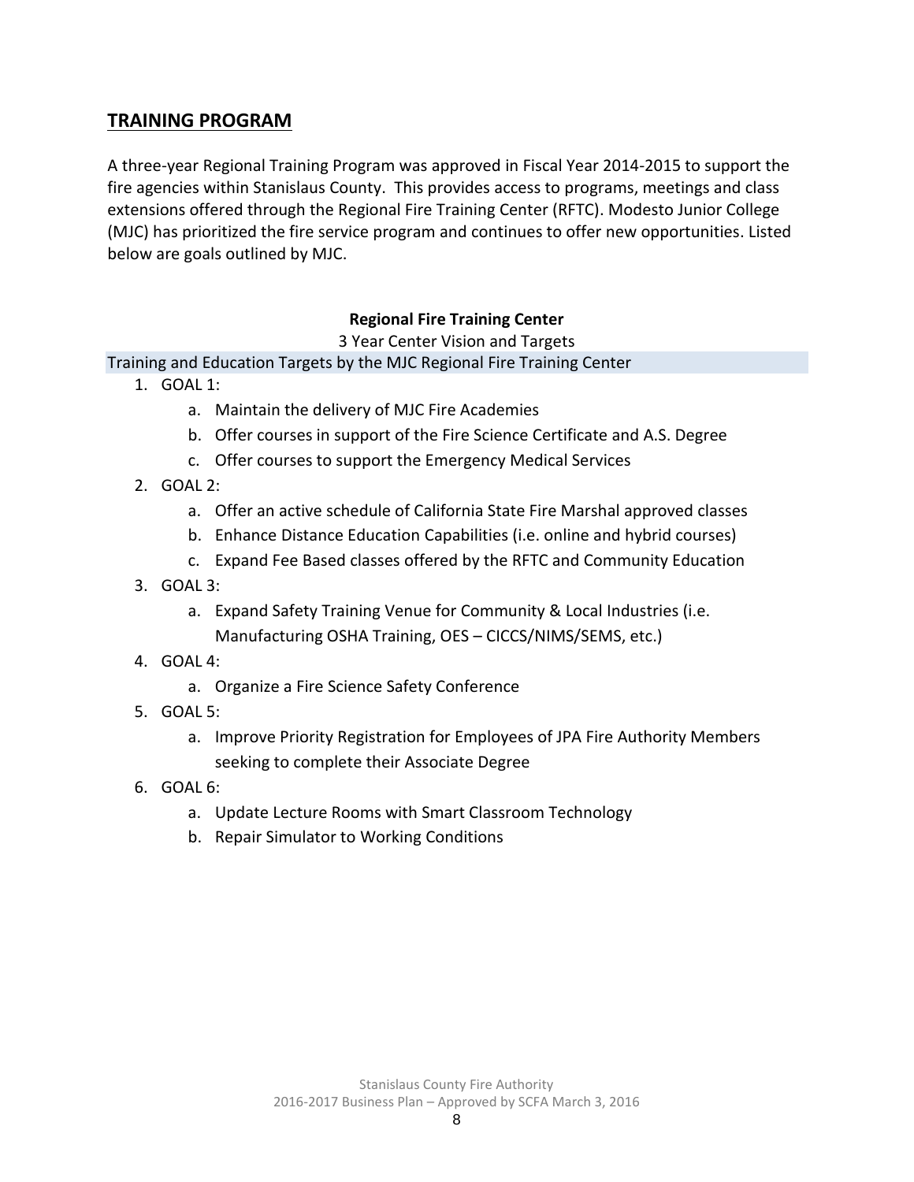## TRAINING PROGRAM

A three-year Regional Training Program was approved in Fiscal Year 2014-2015 to support the fire agencies within Stanislaus County. This provides access to programs, meetings and class extensions offered through the Regional Fire Training Center (RFTC). Modesto Junior College (MJC) has prioritized the fire service program and continues to offer new opportunities. Listed below are goals outlined by MJC.

**Regional Fire Training Center**

3 Year Center Vision and Targets

Training and Education Targets by the MJC Regional Fire Training Center

1. GOAL 1:
   a. Maintain the delivery of MJC Fire Academies
   b. Offer courses in support of the Fire Science Certificate and A.S. Degree
   c. Offer courses to support the Emergency Medical Services
2. GOAL 2:
   a. Offer an active schedule of California State Fire Marshal approved classes
   b. Enhance Distance Education Capabilities (i.e. online and hybrid courses)
   c. Expand Fee Based classes offered by the RFTC and Community Education
3. GOAL 3:
   a. Expand Safety Training Venue for Community & Local Industries (i.e. Manufacturing OSHA Training, OES – CICCS/NIMS/SEMS, etc.)
4. GOAL 4:
   a. Organize a Fire Science Safety Conference
5. GOAL 5:
   a. Improve Priority Registration for Employees of JPA Fire Authority Members seeking to complete their Associate Degree
6. GOAL 6:
   a. Update Lecture Rooms with Smart Classroom Technology
   b. Repair Simulator to Working Conditions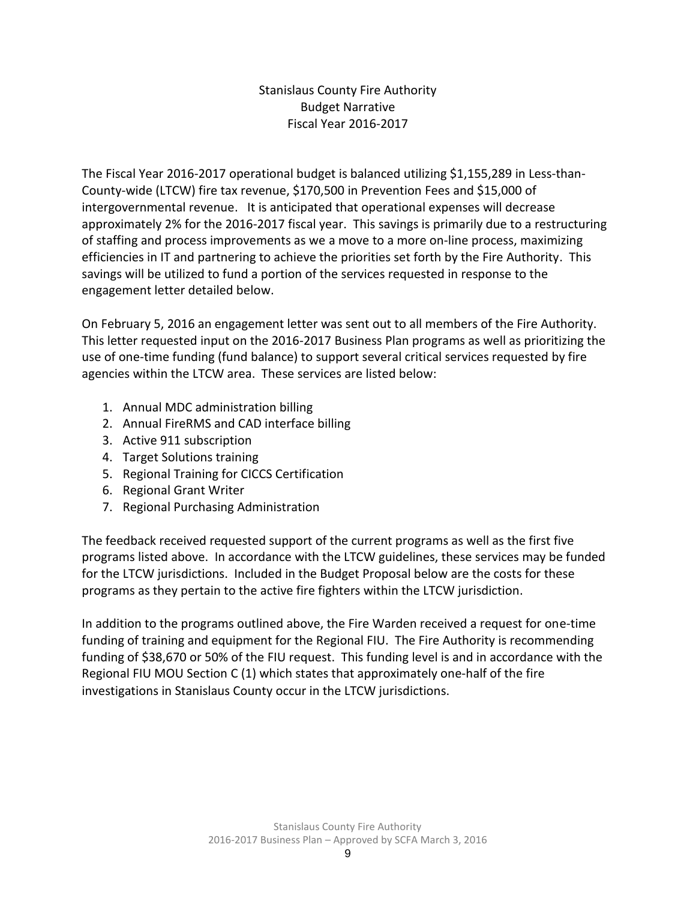# Stanislaus County Fire Authority
## Budget Narrative
## Fiscal Year 2016-2017

The Fiscal Year 2016-2017 operational budget is balanced utilizing $1,155,289 in Less-than-County-wide (LTCW) fire tax revenue, $170,500 in Prevention Fees and $15,000 of intergovernmental revenue. It is anticipated that operational expenses will decrease approximately 2% for the 2016-2017 fiscal year. This savings is primarily due to a restructuring of staffing and process improvements as we a move to a more on-line process, maximizing efficiencies in IT and partnering to achieve the priorities set forth by the Fire Authority. This savings will be utilized to fund a portion of the services requested in response to the engagement letter detailed below.

On February 5, 2016 an engagement letter was sent out to all members of the Fire Authority. This letter requested input on the 2016-2017 Business Plan programs as well as prioritizing the use of one-time funding (fund balance) to support several critical services requested by fire agencies within the LTCW area. These services are listed below:

1. Annual MDC administration billing
2. Annual FireRMS and CAD interface billing
3. Active 911 subscription
4. Target Solutions training
5. Regional Training for CICCS Certification
6. Regional Grant Writer
7. Regional Purchasing Administration

The feedback received requested support of the current programs as well as the first five programs listed above. In accordance with the LTCW guidelines, these services may be funded for the LTCW jurisdictions. Included in the Budget Proposal below are the costs for these programs as they pertain to the active fire fighters within the LTCW jurisdiction.

In addition to the programs outlined above, the Fire Warden received a request for one-time funding of training and equipment for the Regional FIU. The Fire Authority is recommending funding of $38,670 or 50% of the FIU request. This funding level is and in accordance with the Regional FIU MOU Section C (1) which states that approximately one-half of the fire investigations in Stanislaus County occur in the LTCW jurisdictions.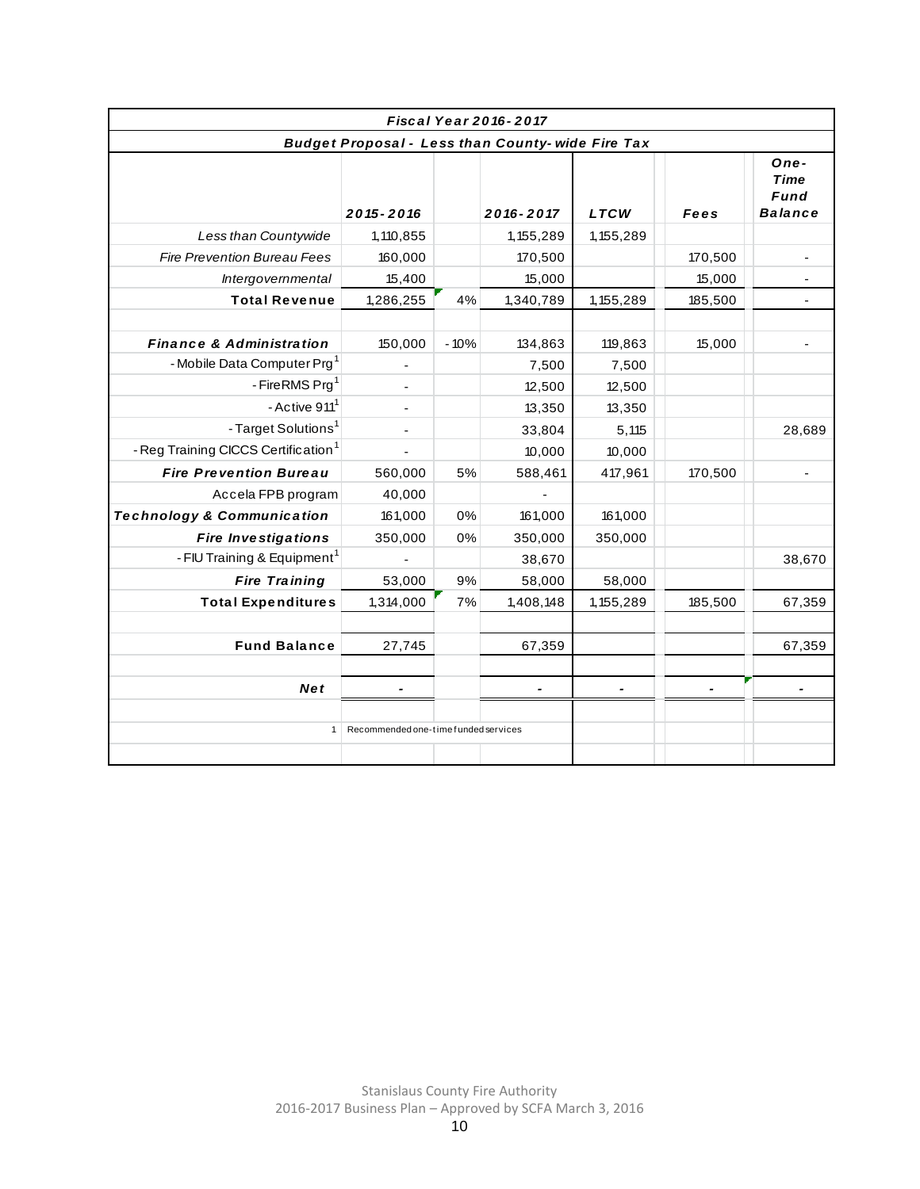| *Fiscal Year 2016-2017* | | | | | | |
|---|---|---|---|---|---|---|
| ***Budget Proposal - Less than County-wide Fire Tax*** | | | | | | |
| | *2015-2016* | | *2016-2017* | *LTCW* | *Fees* | *One-Time Fund Balance* |
| *Less than Countywide* | 1,110,855 | | 1,155,289 | 1,155,289 | | |
| *Fire Prevention Bureau Fees* | 160,000 | | 170,500 | | 170,500 | - |
| *Intergovernmental* | 15,400 | | 15,000 | | 15,000 | - |
| **Total Revenue** | 1,286,255 | 4% | 1,340,789 | 1,155,289 | 185,500 | - |
| | | | | | | |
| ***Finance & Administration*** | 150,000 | -10% | 134,863 | 119,863 | 15,000 | - |
| - Mobile Data Computer Prg[1] | - | | 7,500 | 7,500 | | |
| - FireRMS Prg[1] | - | | 12,500 | 12,500 | | |
| - Active 911[1] | - | | 13,350 | 13,350 | | |
| - Target Solutions[1] | - | | 33,804 | 5,115 | | 28,689 |
| - Reg Training CICCS Certification[1] | - | | 10,000 | 10,000 | | |
| ***Fire Prevention Bureau*** | 560,000 | 5% | 588,461 | 417,961 | 170,500 | - |
| Accela FPB program | 40,000 | | - | | | |
| ***Technology & Communication*** | 161,000 | 0% | 161,000 | 161,000 | | |
| ***Fire Investigations*** | 350,000 | 0% | 350,000 | 350,000 | | |
| - FIU Training & Equipment[1] | - | | 38,670 | | | 38,670 |
| ***Fire Training*** | 53,000 | 9% | 58,000 | 58,000 | | |
| **Total Expenditures** | 1,314,000 | 7% | 1,408,148 | 1,155,289 | 185,500 | 67,359 |
| | | | | | | |
| **Fund Balance** | 27,745 | | 67,359 | | | 67,359 |
| | | | | | | |
| ***Net*** | - | | - | - | - | - |
| | | | | | | |
| 1 | Recommended one-time funded services | | | | | |